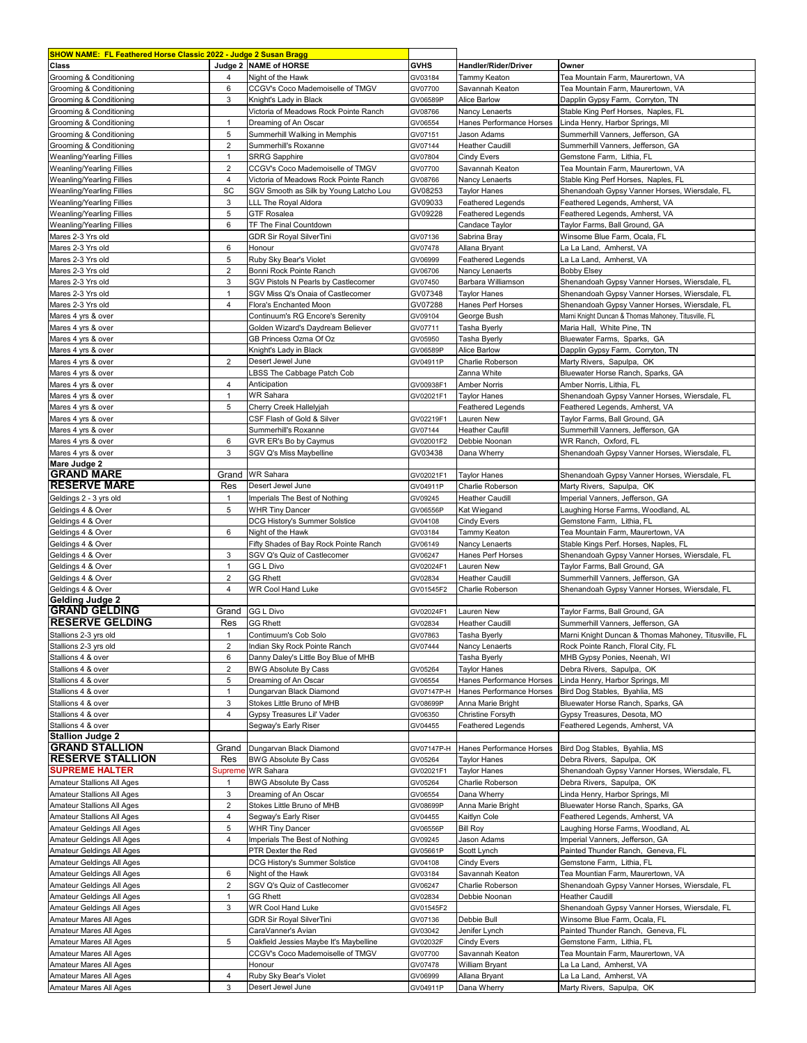| SHOW NAME: FL Feathered Horse Classic 2022 - Judge 2 Susan Bragg | | | | | |
|---|---|---|---|---|---|
| **Class** | **Judge 2** | **NAME of HORSE** | **GVHS** | **Handler/Rider/Driver** | **Owner** |
| Grooming & Conditioning | 4 | Night of the Hawk | GV03184 | Tammy Keaton | Tea Mountain Farm, Maurertown, VA |
| Grooming & Conditioning | 6 | CCGV's Coco Mademoiselle of TMGV | GV07700 | Savannah Keaton | Tea Mountain Farm, Maurertown, VA |
| Grooming & Conditioning | 3 | Knight's Lady in Black | GV06589P | Alice Barlow | Dapplin Gypsy Farm, Corryton, TN |
| Grooming & Conditioning | | Victoria of Meadows Rock Pointe Ranch | GV08766 | Nancy Lenaerts | Stable King Perf Horses, Naples, FL |
| Grooming & Conditioning | 1 | Dreaming of An Oscar | GV06554 | Hanes Performance Horses | Linda Henry, Harbor Springs, MI |
| Grooming & Conditioning | 5 | Summerhill Walking in Memphis | GV07151 | Jason Adams | Summerhill Vanners, Jefferson, GA |
| Grooming & Conditioning | 2 | Summerhill's Roxanne | GV07144 | Heather Caudill | Summerhill Vanners, Jefferson, GA |
| Weanling/Yearling Fillies | 1 | SRRG Sapphire | GV07804 | Cindy Evers | Gemstone Farm, Lithia, FL |
| Weanling/Yearling Fillies | 2 | CCGV's Coco Mademoiselle of TMGV | GV07700 | Savannah Keaton | Tea Mountain Farm, Maurertown, VA |
| Weanling/Yearling Fillies | 4 | Victoria of Meadows Rock Pointe Ranch | GV08766 | Nancy Lenaerts | Stable King Perf Horses, Naples, FL |
| Weanling/Yearling Fillies | SC | SGV Smooth as Silk by Young Latcho Lou | GV08253 | Taylor Hanes | Shenandoah Gypsy Vanner Horses, Wiersdale, FL |
| Weanling/Yearling Fillies | 3 | LLL The Royal Aldora | GV09033 | Feathered Legends | Feathered Legends, Amherst, VA |
| Weanling/Yearling Fillies | 5 | GTF Rosalea | GV09228 | Feathered Legends | Feathered Legends, Amherst, VA |
| Weanling/Yearling Fillies | 6 | TF The Final Countdown | | Candace Taylor | Taylor Farms, Ball Ground, GA |
| Mares 2-3 Yrs old | | GDR Sir Royal SilverTini | GV07136 | Sabrina Bray | Winsome Blue Farm, Ocala, FL |
| Mares 2-3 Yrs old | 6 | Honour | GV07478 | Allana Bryant | La La Land, Amherst, VA |
| Mares 2-3 Yrs old | 5 | Ruby Sky Bear's Violet | GV06999 | Feathered Legends | La La Land, Amherst, VA |
| Mares 2-3 Yrs old | 2 | Bonni Rock Pointe Ranch | GV06706 | Nancy Lenaerts | Bobby Elsey |
| Mares 2-3 Yrs old | 3 | SGV Pistols N Pearls by Castlecomer | GV07450 | Barbara Williamson | Shenandoah Gypsy Vanner Horses, Wiersdale, FL |
| Mares 2-3 Yrs old | 1 | SGV Miss Q's Onaia of Castlecomer | GV07348 | Taylor Hanes | Shenandoah Gypsy Vanner Horses, Wiersdale, FL |
| Mares 2-3 Yrs old | 4 | Flora's Enchanted Moon | GV07288 | Hanes Perf Horses | Shenandoah Gypsy Vanner Horses, Wiersdale, FL |
| Mares 4 yrs & over | | Continuum's RG Encore's Serenity | GV09104 | George Bush | Marni Knight Duncan & Thomas Mahoney, Titusville, FL |
| Mares 4 yrs & over | | Golden Wizard's Daydream Believer | GV07711 | Tasha Byerly | Maria Hall, White Pine, TN |
| Mares 4 yrs & over | | GB Princess Ozma Of Oz | GV05950 | Tasha Byerly | Bluewater Farms, Sparks, GA |
| Mares 4 yrs & over | | Knight's Lady in Black | GV06589P | Alice Barlow | Dapplin Gypsy Farm, Corryton, TN |
| Mares 4 yrs & over | 2 | Desert Jewel June | GV04911P | Charlie Roberson | Marty Rivers, Sapulpa, OK |
| Mares 4 yrs & over | | LBSS The Cabbage Patch Cob | | Zanna White | Bluewater Horse Ranch, Sparks, GA |
| Mares 4 yrs & over | 4 | Anticipation | GV00938F1 | Amber Norris | Amber Norris, Lithia, FL |
| Mares 4 yrs & over | 1 | WR Sahara | GV02021F1 | Taylor Hanes | Shenandoah Gypsy Vanner Horses, Wiersdale, FL |
| Mares 4 yrs & over | 5 | Cherry Creek Hallelyjah | | Feathered Legends | Feathered Legends, Amherst, VA |
| Mares 4 yrs & over | | CSF Flash of Gold & Silver | GV02219F1 | Lauren New | Taylor Farms, Ball Ground, GA |
| Mares 4 yrs & over | | Summerhill's Roxanne | GV07144 | Heather Caufill | Summerhill Vanners, Jefferson, GA |
| Mares 4 yrs & over | 6 | GVR ER's Bo by Caymus | GV02001F2 | Debbie Noonan | WR Ranch, Oxford, FL |
| Mares 4 yrs & over | 3 | SGV Q's Miss Maybelline | GV03438 | Dana Wherry | Shenandoah Gypsy Vanner Horses, Wiersdale, FL |
| **Mare Judge 2** | | | | | |
| **GRAND MARE** | Grand | WR Sahara | GV02021F1 | Taylor Hanes | Shenandoah Gypsy Vanner Horses, Wiersdale, FL |
| **RESERVE MARE** | Res | Desert Jewel June | GV04911P | Charlie Roberson | Marty Rivers, Sapulpa, OK |
| Geldings 2 - 3 yrs old | 1 | Imperials The Best of Nothing | GV09245 | Heather Caudill | Imperial Vanners, Jefferson, GA |
| Geldings 4 & Over | 5 | WHR Tiny Dancer | GV06556P | Kat Wiegand | Laughing Horse Farms, Woodland, AL |
| Geldings 4 & Over | | DCG History's Summer Solstice | GV04108 | Cindy Evers | Gemstone Farm, Lithia, FL |
| Geldings 4 & Over | 6 | Night of the Hawk | GV03184 | Tammy Keaton | Tea Mountain Farm, Maurertown, VA |
| Geldings 4 & Over | | Fifty Shades of Bay Rock Pointe Ranch | GV06149 | Nancy Lenaerts | Stable Kings Perf. Horses, Naples, FL |
| Geldings 4 & Over | 3 | SGV Q's Quiz of Castlecomer | GV06247 | Hanes Perf Horses | Shenandoah Gypsy Vanner Horses, Wiersdale, FL |
| Geldings 4 & Over | 1 | GG L Divo | GV02024F1 | Lauren New | Taylor Farms, Ball Ground, GA |
| Geldings 4 & Over | 2 | GG Rhett | GV02834 | Heather Caudill | Summerhill Vanners, Jefferson, GA |
| Geldings 4 & Over | 4 | WR Cool Hand Luke | GV01545F2 | Charlie Roberson | Shenandoah Gypsy Vanner Horses, Wiersdale, FL |
| **Gelding Judge 2** | | | | | |
| **GRAND GELDING** | Grand | GG L Divo | GV02024F1 | Lauren New | Taylor Farms, Ball Ground, GA |
| **RESERVE GELDING** | Res | GG Rhett | GV02834 | Heather Caudill | Summerhill Vanners, Jefferson, GA |
| Stallions 2-3 yrs old | 1 | Contimuum's Cob Solo | GV07863 | Tasha Byerly | Marni Knight Duncan & Thomas Mahoney, Titusville, FL |
| Stallions 2-3 yrs old | 2 | Indian Sky Rock Pointe Ranch | GV07444 | Nancy Lenaerts | Rock Pointe Ranch, Floral City, FL |
| Stallions 4 & over | 6 | Danny Daley's Little Boy Blue of MHB | | Tasha Byerly | MHB Gypsy Ponies, Neenah, WI |
| Stallions 4 & over | 2 | BWG Absolute By Cass | GV05264 | Taylor Hanes | Debra Rivers, Sapulpa, OK |
| Stallions 4 & over | 5 | Dreaming of An Oscar | GV06554 | Hanes Performance Horses | Linda Henry, Harbor Springs, MI |
| Stallions 4 & over | 1 | Dungarvan Black Diamond | GV07147P-H | Hanes Performance Horses | Bird Dog Stables, Byahlia, MS |
| Stallions 4 & over | 3 | Stokes Little Bruno of MHB | GV08699P | Anna Marie Bright | Bluewater Horse Ranch, Sparks, GA |
| Stallions 4 & over | 4 | Gypsy Treasures Lil' Vader | GV06350 | Christine Forsyth | Gypsy Treasures, Desota, MO |
| Stallions 4 & over | | Segway's Early Riser | GV04455 | Feathered Legends | Feathered Legends, Amherst, VA |
| **Stallion Judge 2** | | | | | |
| **GRAND STALLION** | Grand | Dungarvan Black Diamond | GV07147P-H | Hanes Performance Horses | Bird Dog Stables, Byahlia, MS |
| **RESERVE STALLION** | Res | BWG Absolute By Cass | GV05264 | Taylor Hanes | Debra Rivers, Sapulpa, OK |
| **SUPREME HALTER** | Supreme | WR Sahara | GV02021F1 | Taylor Hanes | Shenandoah Gypsy Vanner Horses, Wiersdale, FL |
| Amateur Stallions All Ages | 1 | BWG Absolute By Cass | GV05264 | Charlie Roberson | Debra Rivers, Sapulpa, OK |
| Amateur Stallions All Ages | 3 | Dreaming of An Oscar | GV06554 | Dana Wherry | Linda Henry, Harbor Springs, MI |
| Amateur Stallions All Ages | 2 | Stokes Little Bruno of MHB | GV08699P | Anna Marie Bright | Bluewater Horse Ranch, Sparks, GA |
| Amateur Stallions All Ages | 4 | Segway's Early Riser | GV04455 | Kaitlyn Cole | Feathered Legends, Amherst, VA |
| Amateur Geldings All Ages | 5 | WHR Tiny Dancer | GV06556P | Bill Roy | Laughing Horse Farms, Woodland, AL |
| Amateur Geldings All Ages | 4 | Imperials The Best of Nothing | GV09245 | Jason Adams | Imperial Vanners, Jefferson, GA |
| Amateur Geldings All Ages | | PTR Dexter the Red | GV05661P | Scott Lynch | Painted Thunder Ranch, Geneva, FL |
| Amateur Geldings All Ages | | DCG History's Summer Solstice | GV04108 | Cindy Evers | Gemstone Farm, Lithia, FL |
| Amateur Geldings All Ages | 6 | Night of the Hawk | GV03184 | Savannah Keaton | Tea Mountian Farm, Maurertown, VA |
| Amateur Geldings All Ages | 2 | SGV Q's Quiz of Castlecomer | GV06247 | Charlie Roberson | Shenandoah Gypsy Vanner Horses, Wiersdale, FL |
| Amateur Geldings All Ages | 1 | GG Rhett | GV02834 | Debbie Noonan | Heather Caudill |
| Amateur Geldings All Ages | 3 | WR Cool Hand Luke | GV01545F2 | | Shenandoah Gypsy Vanner Horses, Wiersdale, FL |
| Amateur Mares All Ages | | GDR Sir Royal SilverTini | GV07136 | Debbie Bull | Winsome Blue Farm, Ocala, FL |
| Amateur Mares All Ages | | CaraVanner's Avian | GV03042 | Jenifer Lynch | Painted Thunder Ranch, Geneva, FL |
| Amateur Mares All Ages | 5 | Oakfield Jessies Maybe It's Maybelline | GV02032F | Cindy Evers | Gemstone Farm, Lithia, FL |
| Amateur Mares All Ages | | CCGV's Coco Mademoiselle of TMGV | GV07700 | Savannah Keaton | Tea Mountain Farm, Maurertown, VA |
| Amateur Mares All Ages | | Honour | GV07478 | William Bryant | La La Land, Amherst, VA |
| Amateur Mares All Ages | 4 | Ruby Sky Bear's Violet | GV06999 | Allana Bryant | La La Land, Amherst, VA |
| Amateur Mares All Ages | 3 | Desert Jewel June | GV04911P | Dana Wherry | Marty Rivers, Sapulpa, OK |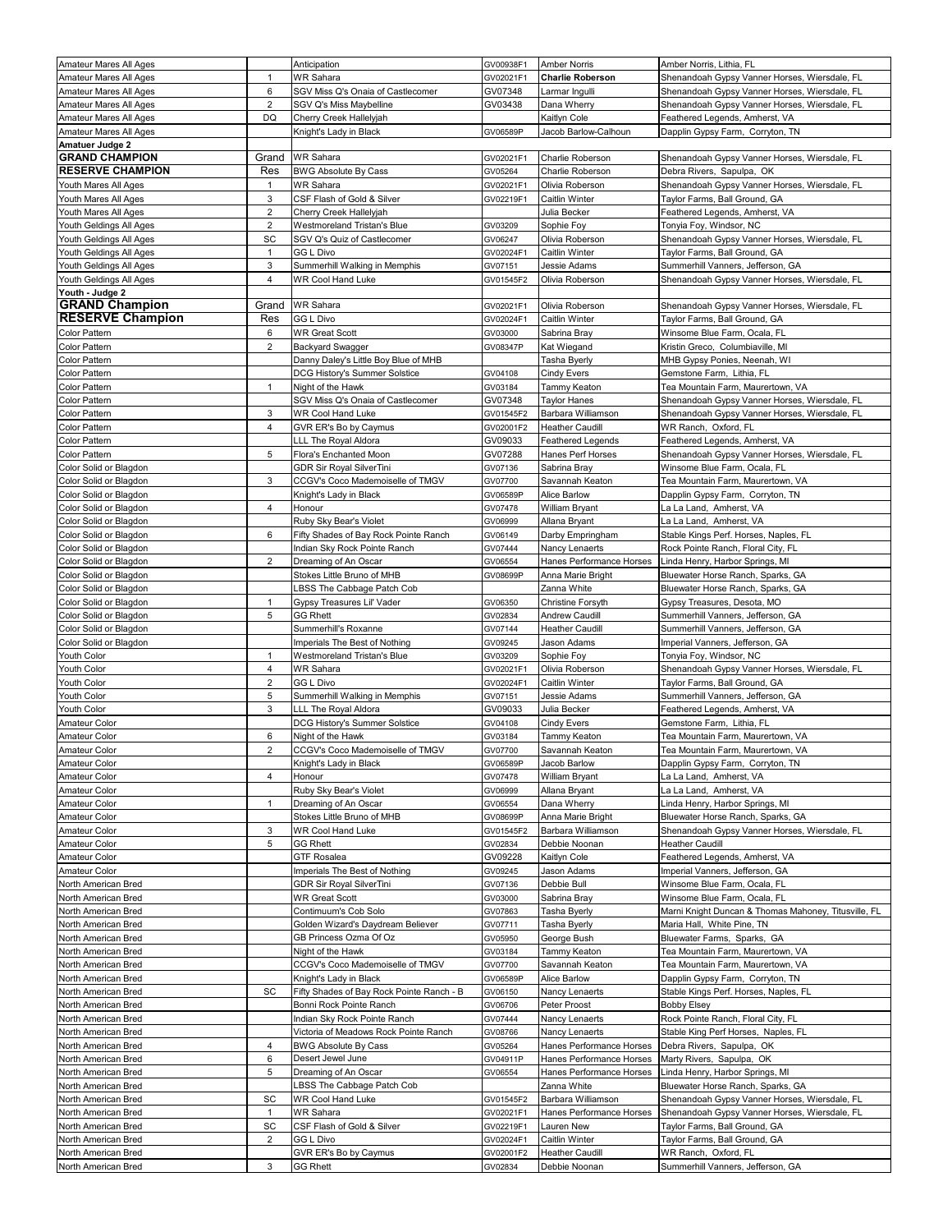| | | | | | |
|---|---|---|---|---|---|
| Amateur Mares All Ages | | Anticipation | GV00938F1 | Amber Norris | Amber Norris, Lithia, FL |
| Amateur Mares All Ages | 1 | WR Sahara | GV02021F1 | **Charlie Roberson** | Shenandoah Gypsy Vanner Horses, Wiersdale, FL |
| Amateur Mares All Ages | 6 | SGV Miss Q's Onaia of Castlecomer | GV07348 | Larmar Ingulli | Shenandoah Gypsy Vanner Horses, Wiersdale, FL |
| Amateur Mares All Ages | 2 | SGV Q's Miss Maybelline | GV03438 | Dana Wherry | Shenandoah Gypsy Vanner Horses, Wiersdale, FL |
| Amateur Mares All Ages | DQ | Cherry Creek Hallelyjah | | Kaitlyn Cole | Feathered Legends, Amherst, VA |
| Amateur Mares All Ages | | Knight's Lady in Black | GV06589P | Jacob Barlow-Calhoun | Dapplin Gypsy Farm, Corryton, TN |
| **Amatuer Judge 2** | | | | | |
| **GRAND CHAMPION** | Grand | WR Sahara | GV02021F1 | Charlie Roberson | Shenandoah Gypsy Vanner Horses, Wiersdale, FL |
| **RESERVE CHAMPION** | Res | BWG Absolute By Cass | GV05264 | Charlie Roberson | Debra Rivers, Sapulpa, OK |
| Youth Mares All Ages | 1 | WR Sahara | GV02021F1 | Olivia Roberson | Shenandoah Gypsy Vanner Horses, Wiersdale, FL |
| Youth Mares All Ages | 3 | CSF Flash of Gold & Silver | GV02219F1 | Caitlin Winter | Taylor Farms, Ball Ground, GA |
| Youth Mares All Ages | 2 | Cherry Creek Hallelyjah | | Julia Becker | Feathered Legends, Amherst, VA |
| Youth Geldings All Ages | 2 | Westmoreland Tristan's Blue | GV03209 | Sophie Foy | Tonyia Foy, Windsor, NC |
| Youth Geldings All Ages | SC | SGV Q's Quiz of Castlecomer | GV06247 | Olivia Roberson | Shenandoah Gypsy Vanner Horses, Wiersdale, FL |
| Youth Geldings All Ages | 1 | GG L Divo | GV02024F1 | Caitlin Winter | Taylor Farms, Ball Ground, GA |
| Youth Geldings All Ages | 3 | Summerhill Walking in Memphis | GV07151 | Jessie Adams | Summerhill Vanners, Jefferson, GA |
| Youth Geldings All Ages | 4 | WR Cool Hand Luke | GV01545F2 | Olivia Roberson | Shenandoah Gypsy Vanner Horses, Wiersdale, FL |
| **Youth - Judge 2** | | | | | |
| **GRAND Champion** | Grand | WR Sahara | GV02021F1 | Olivia Roberson | Shenandoah Gypsy Vanner Horses, Wiersdale, FL |
| **RESERVE Champion** | Res | GG L Divo | GV02024F1 | Caitlin Winter | Taylor Farms, Ball Ground, GA |
| Color Pattern | 6 | WR Great Scott | GV03000 | Sabrina Bray | Winsome Blue Farm, Ocala, FL |
| Color Pattern | 2 | Backyard Swagger | GV08347P | Kat Wiegand | Kristin Greco, Columbiaville, MI |
| Color Pattern | | Danny Daley's Little Boy Blue of MHB | | Tasha Byerly | MHB Gypsy Ponies, Neenah, WI |
| Color Pattern | | DCG History's Summer Solstice | GV04108 | Cindy Evers | Gemstone Farm, Lithia, FL |
| Color Pattern | 1 | Night of the Hawk | GV03184 | Tammy Keaton | Tea Mountain Farm, Maurertown, VA |
| Color Pattern | | SGV Miss Q's Onaia of Castlecomer | GV07348 | Taylor Hanes | Shenandoah Gypsy Vanner Horses, Wiersdale, FL |
| Color Pattern | 3 | WR Cool Hand Luke | GV01545F2 | Barbara Williamson | Shenandoah Gypsy Vanner Horses, Wiersdale, FL |
| Color Pattern | 4 | GVR ER's Bo by Caymus | GV02001F2 | Heather Caudill | WR Ranch, Oxford, FL |
| Color Pattern | | LLL The Royal Aldora | GV09033 | Feathered Legends | Feathered Legends, Amherst, VA |
| Color Pattern | 5 | Flora's Enchanted Moon | GV07288 | Hanes Perf Horses | Shenandoah Gypsy Vanner Horses, Wiersdale, FL |
| Color Solid or Blagdon | | GDR Sir Royal SilverTini | GV07136 | Sabrina Bray | Winsome Blue Farm, Ocala, FL |
| Color Solid or Blagdon | 3 | CCGV's Coco Mademoiselle of TMGV | GV07700 | Savannah Keaton | Tea Mountain Farm, Maurertown, VA |
| Color Solid or Blagdon | | Knight's Lady in Black | GV06589P | Alice Barlow | Dapplin Gypsy Farm, Corryton, TN |
| Color Solid or Blagdon | 4 | Honour | GV07478 | William Bryant | La La Land, Amherst, VA |
| Color Solid or Blagdon | | Ruby Sky Bear's Violet | GV06999 | Allana Bryant | La La Land, Amherst, VA |
| Color Solid or Blagdon | 6 | Fifty Shades of Bay Rock Pointe Ranch | GV06149 | Darby Empringham | Stable Kings Perf. Horses, Naples, FL |
| Color Solid or Blagdon | | Indian Sky Rock Pointe Ranch | GV07444 | Nancy Lenaerts | Rock Pointe Ranch, Floral City, FL |
| Color Solid or Blagdon | 2 | Dreaming of An Oscar | GV06554 | Hanes Performance Horses | Linda Henry, Harbor Springs, MI |
| Color Solid or Blagdon | | Stokes Little Bruno of MHB | GV08699P | Anna Marie Bright | Bluewater Horse Ranch, Sparks, GA |
| Color Solid or Blagdon | | LBSS The Cabbage Patch Cob | | Zanna White | Bluewater Horse Ranch, Sparks, GA |
| Color Solid or Blagdon | 1 | Gypsy Treasures Lil' Vader | GV06350 | Christine Forsyth | Gypsy Treasures, Desota, MO |
| Color Solid or Blagdon | 5 | GG Rhett | GV02834 | Andrew Caudill | Summerhill Vanners, Jefferson, GA |
| Color Solid or Blagdon | | Summerhill's Roxanne | GV07144 | Heather Caudill | Summerhill Vanners, Jefferson, GA |
| Color Solid or Blagdon | | Imperials The Best of Nothing | GV09245 | Jason Adams | Imperial Vanners, Jefferson, GA |
| Youth Color | 1 | Westmoreland Tristan's Blue | GV03209 | Sophie Foy | Tonyia Foy, Windsor, NC |
| Youth Color | 4 | WR Sahara | GV02021F1 | Olivia Roberson | Shenandoah Gypsy Vanner Horses, Wiersdale, FL |
| Youth Color | 2 | GG L Divo | GV02024F1 | Caitlin Winter | Taylor Farms, Ball Ground, GA |
| Youth Color | 5 | Summerhill Walking in Memphis | GV07151 | Jessie Adams | Summerhill Vanners, Jefferson, GA |
| Youth Color | 3 | LLL The Royal Aldora | GV09033 | Julia Becker | Feathered Legends, Amherst, VA |
| Amateur Color | | DCG History's Summer Solstice | GV04108 | Cindy Evers | Gemstone Farm, Lithia, FL |
| Amateur Color | 6 | Night of the Hawk | GV03184 | Tammy Keaton | Tea Mountain Farm, Maurertown, VA |
| Amateur Color | 2 | CCGV's Coco Mademoiselle of TMGV | GV07700 | Savannah Keaton | Tea Mountain Farm, Maurertown, VA |
| Amateur Color | | Knight's Lady in Black | GV06589P | Jacob Barlow | Dapplin Gypsy Farm, Corryton, TN |
| Amateur Color | 4 | Honour | GV07478 | William Bryant | La La Land, Amherst, VA |
| Amateur Color | | Ruby Sky Bear's Violet | GV06999 | Allana Bryant | La La Land, Amherst, VA |
| Amateur Color | 1 | Dreaming of An Oscar | GV06554 | Dana Wherry | Linda Henry, Harbor Springs, MI |
| Amateur Color | | Stokes Little Bruno of MHB | GV08699P | Anna Marie Bright | Bluewater Horse Ranch, Sparks, GA |
| Amateur Color | 3 | WR Cool Hand Luke | GV01545F2 | Barbara Williamson | Shenandoah Gypsy Vanner Horses, Wiersdale, FL |
| Amateur Color | 5 | GG Rhett | GV02834 | Debbie Noonan | Heather Caudill |
| Amateur Color | | GTF Rosalea | GV09228 | Kaitlyn Cole | Feathered Legends, Amherst, VA |
| Amateur Color | | Imperials The Best of Nothing | GV09245 | Jason Adams | Imperial Vanners, Jefferson, GA |
| North American Bred | | GDR Sir Royal SilverTini | GV07136 | Debbie Bull | Winsome Blue Farm, Ocala, FL |
| North American Bred | | WR Great Scott | GV03000 | Sabrina Bray | Winsome Blue Farm, Ocala, FL |
| North American Bred | | Contimuum's Cob Solo | GV07863 | Tasha Byerly | Marni Knight Duncan & Thomas Mahoney, Titusville, FL |
| North American Bred | | Golden Wizard's Daydream Believer | GV07711 | Tasha Byerly | Maria Hall, White Pine, TN |
| North American Bred | | GB Princess Ozma Of Oz | GV05950 | George Bush | Bluewater Farms, Sparks, GA |
| North American Bred | | Night of the Hawk | GV03184 | Tammy Keaton | Tea Mountain Farm, Maurertown, VA |
| North American Bred | | CCGV's Coco Mademoiselle of TMGV | GV07700 | Savannah Keaton | Tea Mountain Farm, Maurertown, VA |
| North American Bred | | Knight's Lady in Black | GV06589P | Alice Barlow | Dapplin Gypsy Farm, Corryton, TN |
| North American Bred | SC | Fifty Shades of Bay Rock Pointe Ranch - B | GV06150 | Nancy Lenaerts | Stable Kings Perf. Horses, Naples, FL |
| North American Bred | | Bonni Rock Pointe Ranch | GV06706 | Peter Proost | Bobby Elsey |
| North American Bred | | Indian Sky Rock Pointe Ranch | GV07444 | Nancy Lenaerts | Rock Pointe Ranch, Floral City, FL |
| North American Bred | | Victoria of Meadows Rock Pointe Ranch | GV08766 | Nancy Lenaerts | Stable King Perf Horses, Naples, FL |
| North American Bred | 4 | BWG Absolute By Cass | GV05264 | Hanes Performance Horses | Debra Rivers, Sapulpa, OK |
| North American Bred | 6 | Desert Jewel June | GV04911P | Hanes Performance Horses | Marty Rivers, Sapulpa, OK |
| North American Bred | 5 | Dreaming of An Oscar | GV06554 | Hanes Performance Horses | Linda Henry, Harbor Springs, MI |
| North American Bred | | LBSS The Cabbage Patch Cob | | Zanna White | Bluewater Horse Ranch, Sparks, GA |
| North American Bred | SC | WR Cool Hand Luke | GV01545F2 | Barbara Williamson | Shenandoah Gypsy Vanner Horses, Wiersdale, FL |
| North American Bred | 1 | WR Sahara | GV02021F1 | Hanes Performance Horses | Shenandoah Gypsy Vanner Horses, Wiersdale, FL |
| North American Bred | SC | CSF Flash of Gold & Silver | GV02219F1 | Lauren New | Taylor Farms, Ball Ground, GA |
| North American Bred | 2 | GG L Divo | GV02024F1 | Caitlin Winter | Taylor Farms, Ball Ground, GA |
| North American Bred | | GVR ER's Bo by Caymus | GV02001F2 | Heather Caudill | WR Ranch, Oxford, FL |
| North American Bred | 3 | GG Rhett | GV02834 | Debbie Noonan | Summerhill Vanners, Jefferson, GA |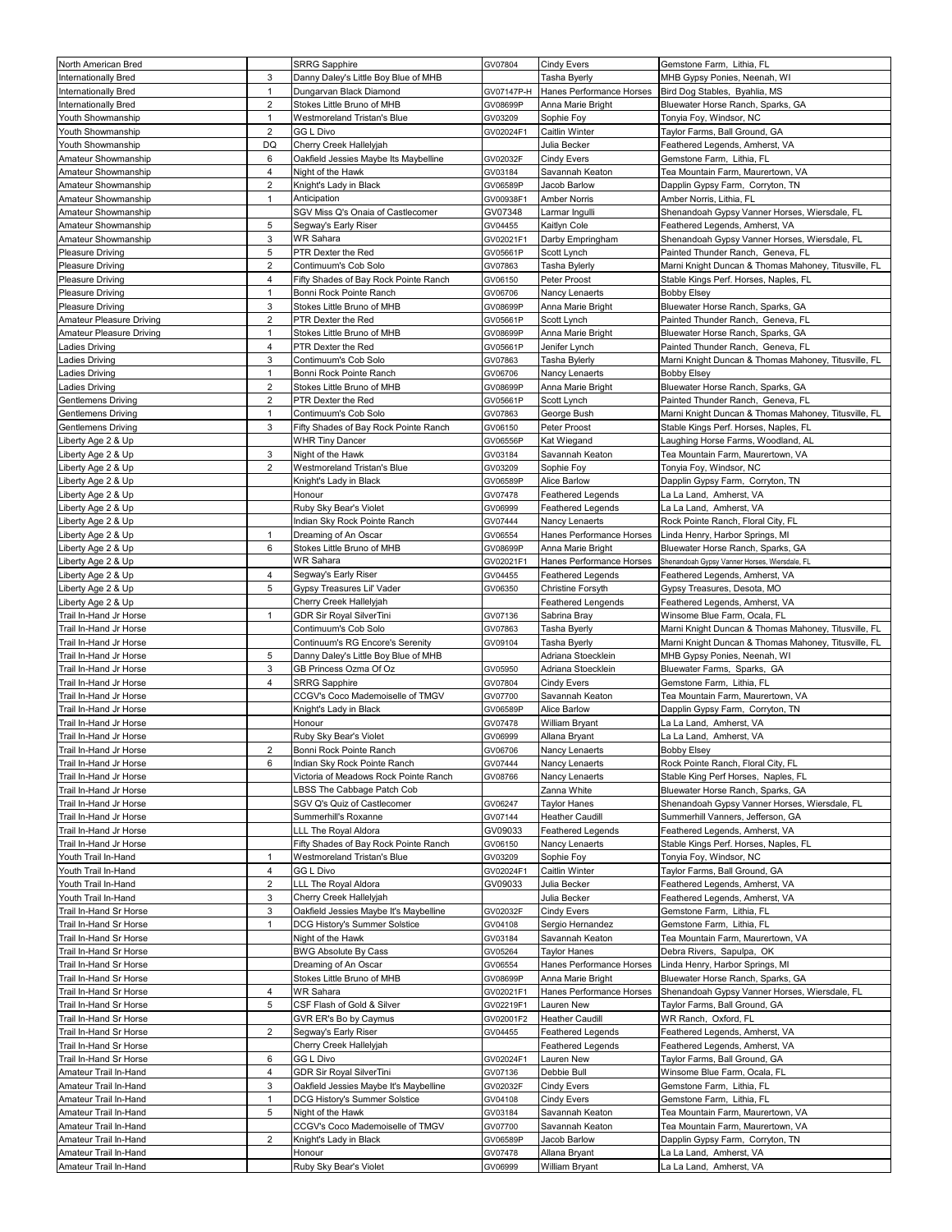| North American Bred | | SRRG Sapphire | GV07804 | Cindy Evers | Gemstone Farm, Lithia, FL |
|---|---|---|---|---|---|
| Internationally Bred | 3 | Danny Daley's Little Boy Blue of MHB | | Tasha Byerly | MHB Gypsy Ponies, Neenah, WI |
| Internationally Bred | 1 | Dungarvan Black Diamond | GV07147P-H | Hanes Performance Horses | Bird Dog Stables, Byahlia, MS |
| Internationally Bred | 2 | Stokes Little Bruno of MHB | GV08699P | Anna Marie Bright | Bluewater Horse Ranch, Sparks, GA |
| Youth Showmanship | 1 | Westmoreland Tristan's Blue | GV03209 | Sophie Foy | Tonyia Foy, Windsor, NC |
| Youth Showmanship | 2 | GG L Divo | GV02024F1 | Caitlin Winter | Taylor Farms, Ball Ground, GA |
| Youth Showmanship | DQ | Cherry Creek Hallelyjah | | Julia Becker | Feathered Legends, Amherst, VA |
| Amateur Showmanship | 6 | Oakfield Jessies Maybe Its Maybelline | GV02032F | Cindy Evers | Gemstone Farm, Lithia, FL |
| Amateur Showmanship | 4 | Night of the Hawk | GV03184 | Savannah Keaton | Tea Mountain Farm, Maurertown, VA |
| Amateur Showmanship | 2 | Knight's Lady in Black | GV06589P | Jacob Barlow | Dapplin Gypsy Farm, Corryton, TN |
| Amateur Showmanship | 1 | Anticipation | GV00938F1 | Amber Norris | Amber Norris, Lithia, FL |
| Amateur Showmanship | | SGV Miss Q's Onaia of Castlecomer | GV07348 | Larmar Ingulli | Shenandoah Gypsy Vanner Horses, Wiersdale, FL |
| Amateur Showmanship | 5 | Segway's Early Riser | GV04455 | Kaitlyn Cole | Feathered Legends, Amherst, VA |
| Amateur Showmanship | 3 | WR Sahara | GV02021F1 | Darby Empringham | Shenandoah Gypsy Vanner Horses, Wiersdale, FL |
| Pleasure Driving | 5 | PTR Dexter the Red | GV05661P | Scott Lynch | Painted Thunder Ranch, Geneva, FL |
| Pleasure Driving | 2 | Contimuum's Cob Solo | GV07863 | Tasha Bylerly | Marni Knight Duncan & Thomas Mahoney, Titusville, FL |
| Pleasure Driving | 4 | Fifty Shades of Bay Rock Pointe Ranch | GV06150 | Peter Proost | Stable Kings Perf. Horses, Naples, FL |
| Pleasure Driving | 1 | Bonni Rock Pointe Ranch | GV06706 | Nancy Lenaerts | Bobby Elsey |
| Pleasure Driving | 3 | Stokes Little Bruno of MHB | GV08699P | Anna Marie Bright | Bluewater Horse Ranch, Sparks, GA |
| Amateur Pleasure Driving | 2 | PTR Dexter the Red | GV05661P | Scott Lynch | Painted Thunder Ranch, Geneva, FL |
| Amateur Pleasure Driving | 1 | Stokes Little Bruno of MHB | GV08699P | Anna Marie Bright | Bluewater Horse Ranch, Sparks, GA |
| Ladies Driving | 4 | PTR Dexter the Red | GV05661P | Jenifer Lynch | Painted Thunder Ranch, Geneva, FL |
| Ladies Driving | 3 | Continuum's Cob Solo | GV07863 | Tasha Bylerly | Marni Knight Duncan & Thomas Mahoney, Titusville, FL |
| Ladies Driving | 1 | Bonni Rock Pointe Ranch | GV06706 | Nancy Lenaerts | Bobby Elsey |
| Ladies Driving | 2 | Stokes Little Bruno of MHB | GV08699P | Anna Marie Bright | Bluewater Horse Ranch, Sparks, GA |
| Gentlemens Driving | 2 | PTR Dexter the Red | GV05661P | Scott Lynch | Painted Thunder Ranch, Geneva, FL |
| Gentlemens Driving | 1 | Continuum's Cob Solo | GV07863 | George Bush | Marni Knight Duncan & Thomas Mahoney, Titusville, FL |
| Gentlemens Driving | 3 | Fifty Shades of Bay Rock Pointe Ranch | GV06150 | Peter Proost | Stable Kings Perf. Horses, Naples, FL |
| Liberty Age 2 & Up | | WHR Tiny Dancer | GV06556P | Kat Wiegand | Laughing Horse Farms, Woodland, AL |
| Liberty Age 2 & Up | 3 | Night of the Hawk | GV03184 | Savannah Keaton | Tea Mountain Farm, Maurertown, VA |
| Liberty Age 2 & Up | 2 | Westmoreland Tristan's Blue | GV03209 | Sophie Foy | Tonyia Foy, Windsor, NC |
| Liberty Age 2 & Up | | Knight's Lady in Black | GV06589P | Alice Barlow | Dapplin Gypsy Farm, Corryton, TN |
| Liberty Age 2 & Up | | Honour | GV07478 | Feathered Legends | La La Land, Amherst, VA |
| Liberty Age 2 & Up | | Ruby Sky Bear's Violet | GV06999 | Feathered Legends | La La Land, Amherst, VA |
| Liberty Age 2 & Up | | Indian Sky Rock Pointe Ranch | GV07444 | Nancy Lenaerts | Rock Pointe Ranch, Floral City, FL |
| Liberty Age 2 & Up | 1 | Dreaming of An Oscar | GV06554 | Hanes Performance Horses | Linda Henry, Harbor Springs, MI |
| Liberty Age 2 & Up | 6 | Stokes Little Bruno of MHB | GV08699P | Anna Marie Bright | Bluewater Horse Ranch, Sparks, GA |
| Liberty Age 2 & Up | | WR Sahara | GV02021F1 | Hanes Performance Horses | Shenandoah Gypsy Vanner Horses, Wiersdale, FL |
| Liberty Age 2 & Up | 4 | Segway's Early Riser | GV04455 | Feathered Legends | Feathered Legends, Amherst, VA |
| Liberty Age 2 & Up | 5 | Gypsy Treasures Lil' Vader | GV06350 | Christine Forsyth | Gypsy Treasures, Desota, MO |
| Liberty Age 2 & Up | | Cherry Creek Hallelyjah | | Feathered Lengends | Feathered Legends, Amherst, VA |
| Trail In-Hand Jr Horse | 1 | GDR Sir Royal SilverTini | GV07136 | Sabrina Bray | Winsome Blue Farm, Ocala, FL |
| Trail In-Hand Jr Horse | | Continuum's Cob Solo | GV07863 | Tasha Byerly | Marni Knight Duncan & Thomas Mahoney, Titusville, FL |
| Trail In-Hand Jr Horse | | Continuum's RG Encore's Serenity | GV09104 | Tasha Byerly | Marni Knight Duncan & Thomas Mahoney, Titusville, FL |
| Trail In-Hand Jr Horse | 5 | Danny Daley's Little Boy Blue of MHB | | Adriana Stoecklein | MHB Gypsy Ponies, Neenah, WI |
| Trail In-Hand Jr Horse | 3 | GB Princess Ozma Of Oz | GV05950 | Adriana Stoecklein | Bluewater Farms, Sparks, GA |
| Trail In-Hand Jr Horse | 4 | SRRG Sapphire | GV07804 | Cindy Evers | Gemstone Farm, Lithia, FL |
| Trail In-Hand Jr Horse | | CCGV's Coco Mademoiselle of TMGV | GV07700 | Savannah Keaton | Tea Mountain Farm, Maurertown, VA |
| Trail In-Hand Jr Horse | | Knight's Lady in Black | GV06589P | Alice Barlow | Dapplin Gypsy Farm, Corryton, TN |
| Trail In-Hand Jr Horse | | Honour | GV07478 | William Bryant | La La Land, Amherst, VA |
| Trail In-Hand Jr Horse | | Ruby Sky Bear's Violet | GV06999 | Allana Bryant | La La Land, Amherst, VA |
| Trail In-Hand Jr Horse | 2 | Bonni Rock Pointe Ranch | GV06706 | Nancy Lenaerts | Bobby Elsey |
| Trail In-Hand Jr Horse | 6 | Indian Sky Rock Pointe Ranch | GV07444 | Nancy Lenaerts | Rock Pointe Ranch, Floral City, FL |
| Trail In-Hand Jr Horse | | Victoria of Meadows Rock Pointe Ranch | GV08766 | Nancy Lenaerts | Stable King Perf Horses, Naples, FL |
| Trail In-Hand Jr Horse | | LBSS The Cabbage Patch Cob | | Zanna White | Bluewater Horse Ranch, Sparks, GA |
| Trail In-Hand Jr Horse | | SGV Q's Quiz of Castlecomer | GV06247 | Taylor Hanes | Shenandoah Gypsy Vanner Horses, Wiersdale, FL |
| Trail In-Hand Jr Horse | | Summerhill's Roxanne | GV07144 | Heather Caudill | Summerhill Vanners, Jefferson, GA |
| Trail In-Hand Jr Horse | | LLL The Royal Aldora | GV09033 | Feathered Legends | Feathered Legends, Amherst, VA |
| Trail In-Hand Jr Horse | | Fifty Shades of Bay Rock Pointe Ranch | GV06150 | Nancy Lenaerts | Stable Kings Perf. Horses, Naples, FL |
| Youth Trail In-Hand | 1 | Westmoreland Tristan's Blue | GV03209 | Sophie Foy | Tonyia Foy, Windsor, NC |
| Youth Trail In-Hand | 4 | GG L Divo | GV02024F1 | Caitlin Winter | Taylor Farms, Ball Ground, GA |
| Youth Trail In-Hand | 2 | LLL The Royal Aldora | GV09033 | Julia Becker | Feathered Legends, Amherst, VA |
| Youth Trail In-Hand | 3 | Cherry Creek Hallelyjah | | Julia Becker | Feathered Legends, Amherst, VA |
| Trail In-Hand Sr Horse | 3 | Oakfield Jessies Maybe It's Maybelline | GV02032F | Cindy Evers | Gemstone Farm, Lithia, FL |
| Trail In-Hand Sr Horse | 1 | DCG History's Summer Solstice | GV04108 | Sergio Hernandez | Gemstone Farm, Lithia, FL |
| Trail In-Hand Sr Horse | | Night of the Hawk | GV03184 | Savannah Keaton | Tea Mountain Farm, Maurertown, VA |
| Trail In-Hand Sr Horse | | BWG Absolute By Cass | GV05264 | Taylor Hanes | Debra Rivers, Sapulpa, OK |
| Trail In-Hand Sr Horse | | Dreaming of An Oscar | GV06554 | Hanes Performance Horses | Linda Henry, Harbor Springs, MI |
| Trail In-Hand Sr Horse | | Stokes Little Bruno of MHB | GV08699P | Anna Marie Bright | Bluewater Horse Ranch, Sparks, GA |
| Trail In-Hand Sr Horse | 4 | WR Sahara | GV02021F1 | Hanes Performance Horses | Shenandoah Gypsy Vanner Horses, Wiersdale, FL |
| Trail In-Hand Sr Horse | 5 | CSF Flash of Gold & Silver | GV02219F1 | Lauren New | Taylor Farms, Ball Ground, GA |
| Trail In-Hand Sr Horse | | GVR ER's Bo by Caymus | GV02001F2 | Heather Caudill | WR Ranch, Oxford, FL |
| Trail In-Hand Sr Horse | 2 | Segway's Early Riser | GV04455 | Feathered Legends | Feathered Legends, Amherst, VA |
| Trail In-Hand Sr Horse | | Cherry Creek Hallelyjah | | Feathered Legends | Feathered Legends, Amherst, VA |
| Trail In-Hand Sr Horse | 6 | GG L Divo | GV02024F1 | Lauren New | Taylor Farms, Ball Ground, GA |
| Amateur Trail In-Hand | 4 | GDR Sir Royal SilverTini | GV07136 | Debbie Bull | Winsome Blue Farm, Ocala, FL |
| Amateur Trail In-Hand | 3 | Oakfield Jessies Maybe It's Maybelline | GV02032F | Cindy Evers | Gemstone Farm, Lithia, FL |
| Amateur Trail In-Hand | 1 | DCG History's Summer Solstice | GV04108 | Cindy Evers | Gemstone Farm, Lithia, FL |
| Amateur Trail In-Hand | 5 | Night of the Hawk | GV03184 | Savannah Keaton | Tea Mountain Farm, Maurertown, VA |
| Amateur Trail In-Hand | | CCGV's Coco Mademoiselle of TMGV | GV07700 | Savannah Keaton | Tea Mountain Farm, Maurertown, VA |
| Amateur Trail In-Hand | 2 | Knight's Lady in Black | GV06589P | Jacob Barlow | Dapplin Gypsy Farm, Corryton, TN |
| Amateur Trail In-Hand | | Honour | GV07478 | Allana Bryant | La La Land, Amherst, VA |
| Amateur Trail In-Hand | | Ruby Sky Bear's Violet | GV06999 | William Bryant | La La Land, Amherst, VA |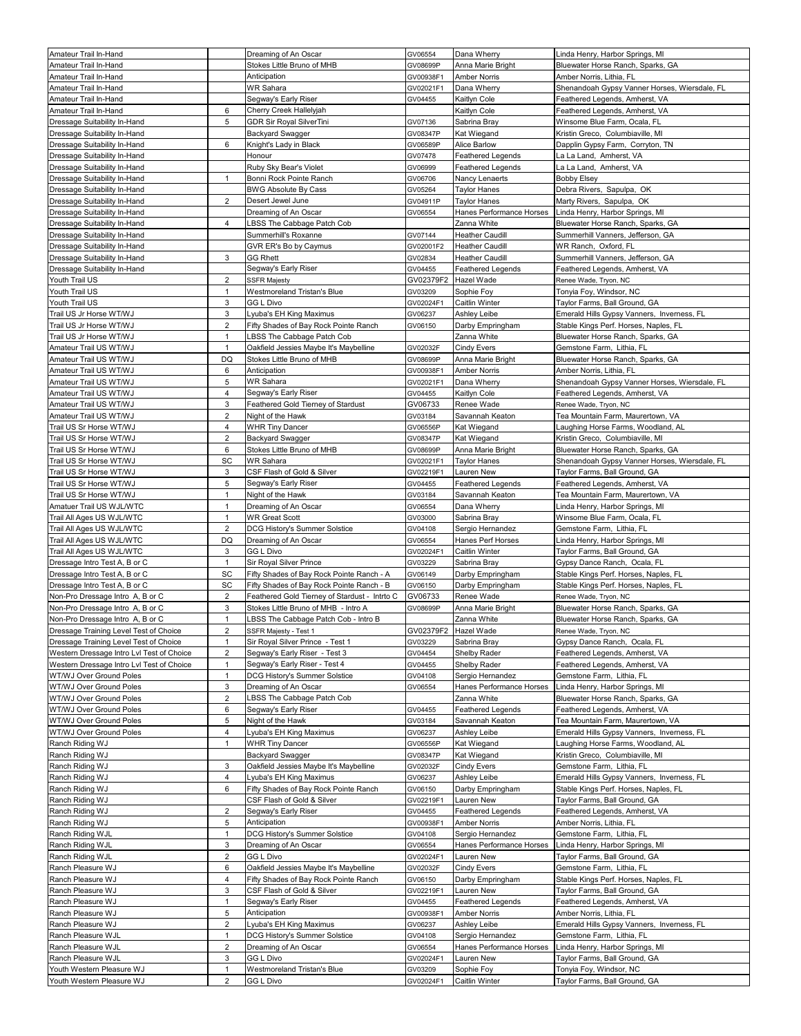| | | | | | |
|---|---|---|---|---|---|
| Amateur Trail In-Hand | | Dreaming of An Oscar | GV06554 | Dana Wherry | Linda Henry, Harbor Springs, MI |
| Amateur Trail In-Hand | | Stokes Little Bruno of MHB | GV08699P | Anna Marie Bright | Bluewater Horse Ranch, Sparks, GA |
| Amateur Trail In-Hand | | Anticipation | GV00938F1 | Amber Norris | Amber Norris, Lithia, FL |
| Amateur Trail In-Hand | | WR Sahara | GV02021F1 | Dana Wherry | Shenandoah Gypsy Vanner Horses, Wiersdale, FL |
| Amateur Trail In-Hand | | Segway's Early Riser | GV04455 | Kaitlyn Cole | Feathered Legends, Amherst, VA |
| Amateur Trail In-Hand | 6 | Cherry Creek Hallelyjah | | Kaitlyn Cole | Feathered Legends, Amherst, VA |
| Dressage Suitability In-Hand | 5 | GDR Sir Royal SilverTini | GV07136 | Sabrina Bray | Winsome Blue Farm, Ocala, FL |
| Dressage Suitability In-Hand | | Backyard Swagger | GV08347P | Kat Wiegand | Kristin Greco, Columbiaville, MI |
| Dressage Suitability In-Hand | 6 | Knight's Lady in Black | GV06589P | Alice Barlow | Dapplin Gypsy Farm, Corryton, TN |
| Dressage Suitability In-Hand | | Honour | GV07478 | Feathered Legends | La La Land, Amherst, VA |
| Dressage Suitability In-Hand | | Ruby Sky Bear's Violet | GV06999 | Feathered Legends | La La Land, Amherst, VA |
| Dressage Suitability In-Hand | 1 | Bonni Rock Pointe Ranch | GV06706 | Nancy Lenaerts | Bobby Elsey |
| Dressage Suitability In-Hand | | BWG Absolute By Cass | GV05264 | Taylor Hanes | Debra Rivers, Sapulpa, OK |
| Dressage Suitability In-Hand | 2 | Desert Jewel June | GV04911P | Taylor Hanes | Marty Rivers, Sapulpa, OK |
| Dressage Suitability In-Hand | | Dreaming of An Oscar | GV06554 | Hanes Performance Horses | Linda Henry, Harbor Springs, MI |
| Dressage Suitability In-Hand | 4 | LBSS The Cabbage Patch Cob | | Zanna White | Bluewater Horse Ranch, Sparks, GA |
| Dressage Suitability In-Hand | | Summerhill's Roxanne | GV07144 | Heather Caudill | Summerhill Vanners, Jefferson, GA |
| Dressage Suitability In-Hand | | GVR ER's Bo by Caymus | GV02001F2 | Heather Caudill | WR Ranch, Oxford, FL |
| Dressage Suitability In-Hand | 3 | GG Rhett | GV02834 | Heather Caudill | Summerhill Vanners, Jefferson, GA |
| Dressage Suitability In-Hand | | Segway's Early Riser | GV04455 | Feathered Legends | Feathered Legends, Amherst, VA |
| Youth Trail US | 2 | SSFR Majesty | GV02379F2 | Hazel Wade | Renee Wade, Tryon, NC |
| Youth Trail US | 1 | Westmoreland Tristan's Blue | GV03209 | Sophie Foy | Tonyia Foy, Windsor, NC |
| Youth Trail US | 3 | GG L Divo | GV02024F1 | Caitlin Winter | Taylor Farms, Ball Ground, GA |
| Trail US Jr Horse WT/WJ | 3 | Lyuba's EH King Maximus | GV06237 | Ashley Leibe | Emerald Hills Gypsy Vanners, Inverness, FL |
| Trail US Jr Horse WT/WJ | 2 | Fifty Shades of Bay Rock Pointe Ranch | GV06150 | Darby Empringham | Stable Kings Perf. Horses, Naples, FL |
| Trail US Jr Horse WT/WJ | 1 | LBSS The Cabbage Patch Cob | | Zanna White | Bluewater Horse Ranch, Sparks, GA |
| Amateur Trail US WT/WJ | 1 | Oakfield Jessies Maybe It's Maybelline | GV02032F | Cindy Evers | Gemstone Farm, Lithia, FL |
| Amateur Trail US WT/WJ | DQ | Stokes Little Bruno of MHB | GV08699P | Anna Marie Bright | Bluewater Horse Ranch, Sparks, GA |
| Amateur Trail US WT/WJ | 6 | Anticipation | GV00938F1 | Amber Norris | Amber Norris, Lithia, FL |
| Amateur Trail US WT/WJ | 5 | WR Sahara | GV02021F1 | Dana Wherry | Shenandoah Gypsy Vanner Horses, Wiersdale, FL |
| Amateur Trail US WT/WJ | 4 | Segway's Early Riser | GV04455 | Kaitlyn Cole | Feathered Legends, Amherst, VA |
| Amateur Trail US WT/WJ | 3 | Feathered Gold Tierney of Stardust | GV06733 | Renee Wade | Renee Wade, Tryon, NC |
| Amateur Trail US WT/WJ | 2 | Night of the Hawk | GV03184 | Savannah Keaton | Tea Mountain Farm, Maurertown, VA |
| Trail US Sr Horse WT/WJ | 4 | WHR Tiny Dancer | GV06556P | Kat Wiegand | Laughing Horse Farms, Woodland, AL |
| Trail US Sr Horse WT/WJ | 2 | Backyard Swagger | GV08347P | Kat Wiegand | Kristin Greco, Columbiaville, MI |
| Trail US Sr Horse WT/WJ | 6 | Stokes Little Bruno of MHB | GV08699P | Anna Marie Bright | Bluewater Horse Ranch, Sparks, GA |
| Trail US Sr Horse WT/WJ | SC | WR Sahara | GV02021F1 | Taylor Hanes | Shenandoah Gypsy Vanner Horses, Wiersdale, FL |
| Trail US Sr Horse WT/WJ | 3 | CSF Flash of Gold & Silver | GV02219F1 | Lauren New | Taylor Farms, Ball Ground, GA |
| Trail US Sr Horse WT/WJ | 5 | Segway's Early Riser | GV04455 | Feathered Legends | Feathered Legends, Amherst, VA |
| Trail US Sr Horse WT/WJ | 1 | Night of the Hawk | GV03184 | Savannah Keaton | Tea Mountain Farm, Maurertown, VA |
| Amatuer Trail US WJL/WTC | 1 | Dreaming of An Oscar | GV06554 | Dana Wherry | Linda Henry, Harbor Springs, MI |
| Trail All Ages US WJL/WTC | 1 | WR Great Scott | GV03000 | Sabrina Bray | Winsome Blue Farm, Ocala, FL |
| Trail All Ages US WJL/WTC | 2 | DCG History's Summer Solstice | GV04108 | Sergio Hernandez | Gemstone Farm, Lithia, FL |
| Trail All Ages US WJL/WTC | DQ | Dreaming of An Oscar | GV06554 | Hanes Perf Horses | Linda Henry, Harbor Springs, MI |
| Trail All Ages US WJL/WTC | 3 | GG L Divo | GV02024F1 | Caitlin Winter | Taylor Farms, Ball Ground, GA |
| Dressage Intro Test A, B or C | 1 | Sir Royal Silver Prince | GV03229 | Sabrina Bray | Gypsy Dance Ranch, Ocala, FL |
| Dressage Intro Test A, B or C | SC | Fifty Shades of Bay Rock Pointe Ranch - A | GV06149 | Darby Empringham | Stable Kings Perf. Horses, Naples, FL |
| Dressage Intro Test A, B or C | SC | Fifty Shades of Bay Rock Pointe Ranch - B | GV06150 | Darby Empringham | Stable Kings Perf. Horses, Naples, FL |
| Non-Pro Dressage Intro A, B or C | 2 | Feathered Gold Tierney of Stardust - Intrto C | GV06733 | Renee Wade | Renee Wade, Tryon, NC |
| Non-Pro Dressage Intro A, B or C | 3 | Stokes Little Bruno of MHB - Intro A | GV08699P | Anna Marie Bright | Bluewater Horse Ranch, Sparks, GA |
| Non-Pro Dressage Intro A, B or C | 1 | LBSS The Cabbage Patch Cob - Intro B | | Zanna White | Bluewater Horse Ranch, Sparks, GA |
| Dressage Training Level Test of Choice | 2 | SSFR Majesty - Test 1 | GV02379F2 | Hazel Wade | Renee Wade, Tryon, NC |
| Dressage Training Level Test of Choice | 1 | Sir Royal Silver Prince - Test 1 | GV03229 | Sabrina Bray | Gypsy Dance Ranch, Ocala, FL |
| Western Dressage Intro Lvl Test of Choice | 2 | Segway's Early Riser - Test 3 | GV04454 | Shelby Rader | Feathered Legends, Amherst, VA |
| Western Dressage Intro Lvl Test of Choice | 1 | Segway's Early Riser - Test 4 | GV04455 | Shelby Rader | Feathered Legends, Amherst, VA |
| WT/WJ Over Ground Poles | 1 | DCG History's Summer Solstice | GV04108 | Sergio Hernandez | Gemstone Farm, Lithia, FL |
| WT/WJ Over Ground Poles | 3 | Dreaming of An Oscar | GV06554 | Hanes Performance Horses | Linda Henry, Harbor Springs, MI |
| WT/WJ Over Ground Poles | 2 | LBSS The Cabbage Patch Cob | | Zanna White | Bluewater Horse Ranch, Sparks, GA |
| WT/WJ Over Ground Poles | 6 | Segway's Early Riser | GV04455 | Feathered Legends | Feathered Legends, Amherst, VA |
| WT/WJ Over Ground Poles | 5 | Night of the Hawk | GV03184 | Savannah Keaton | Tea Mountain Farm, Maurertown, VA |
| WT/WJ Over Ground Poles | 4 | Lyuba's EH King Maximus | GV06237 | Ashley Leibe | Emerald Hills Gypsy Vanners, Inverness, FL |
| Ranch Riding WJ | 1 | WHR Tiny Dancer | GV06556P | Kat Wiegand | Laughing Horse Farms, Woodland, AL |
| Ranch Riding WJ | | Backyard Swagger | GV08347P | Kat Wiegand | Kristin Greco, Columbiaville, MI |
| Ranch Riding WJ | 3 | Oakfield Jessies Maybe It's Maybelline | GV02032F | Cindy Evers | Gemstone Farm, Lithia, FL |
| Ranch Riding WJ | 4 | Lyuba's EH King Maximus | GV06237 | Ashley Leibe | Emerald Hills Gypsy Vanners, Inverness, FL |
| Ranch Riding WJ | 6 | Fifty Shades of Bay Rock Pointe Ranch | GV06150 | Darby Empringham | Stable Kings Perf. Horses, Naples, FL |
| Ranch Riding WJ | | CSF Flash of Gold & Silver | GV02219F1 | Lauren New | Taylor Farms, Ball Ground, GA |
| Ranch Riding WJ | 2 | Segway's Early Riser | GV04455 | Feathered Legends | Feathered Legends, Amherst, VA |
| Ranch Riding WJ | 5 | Anticipation | GV00938F1 | Amber Norris | Amber Norris, Lithia, FL |
| Ranch Riding WJL | 1 | DCG History's Summer Solstice | GV04108 | Sergio Hernandez | Gemstone Farm, Lithia, FL |
| Ranch Riding WJL | 3 | Dreaming of An Oscar | GV06554 | Hanes Performance Horses | Linda Henry, Harbor Springs, MI |
| Ranch Riding WJL | 2 | GG L Divo | GV02024F1 | Lauren New | Taylor Farms, Ball Ground, GA |
| Ranch Pleasure WJ | 6 | Oakfield Jessies Maybe It's Maybelline | GV02032F | Cindy Evers | Gemstone Farm, Lithia, FL |
| Ranch Pleasure WJ | 4 | Fifty Shades of Bay Rock Pointe Ranch | GV06150 | Darby Empringham | Stable Kings Perf. Horses, Naples, FL |
| Ranch Pleasure WJ | 3 | CSF Flash of Gold & Silver | GV02219F1 | Lauren New | Taylor Farms, Ball Ground, GA |
| Ranch Pleasure WJ | 1 | Segway's Early Riser | GV04455 | Feathered Legends | Feathered Legends, Amherst, VA |
| Ranch Pleasure WJ | 5 | Anticipation | GV00938F1 | Amber Norris | Amber Norris, Lithia, FL |
| Ranch Pleasure WJ | 2 | Lyuba's EH King Maximus | GV06237 | Ashley Leibe | Emerald Hills Gypsy Vanners, Inverness, FL |
| Ranch Pleasure WJL | 1 | DCG History's Summer Solstice | GV04108 | Sergio Hernandez | Gemstone Farm, Lithia, FL |
| Ranch Pleasure WJL | 2 | Dreaming of An Oscar | GV06554 | Hanes Performance Horses | Linda Henry, Harbor Springs, MI |
| Ranch Pleasure WJL | 3 | GG L Divo | GV02024F1 | Lauren New | Taylor Farms, Ball Ground, GA |
| Youth Western Pleasure WJ | 1 | Westmoreland Tristan's Blue | GV03209 | Sophie Foy | Tonyia Foy, Windsor, NC |
| Youth Western Pleasure WJ | 2 | GG L Divo | GV02024F1 | Caitlin Winter | Taylor Farms, Ball Ground, GA |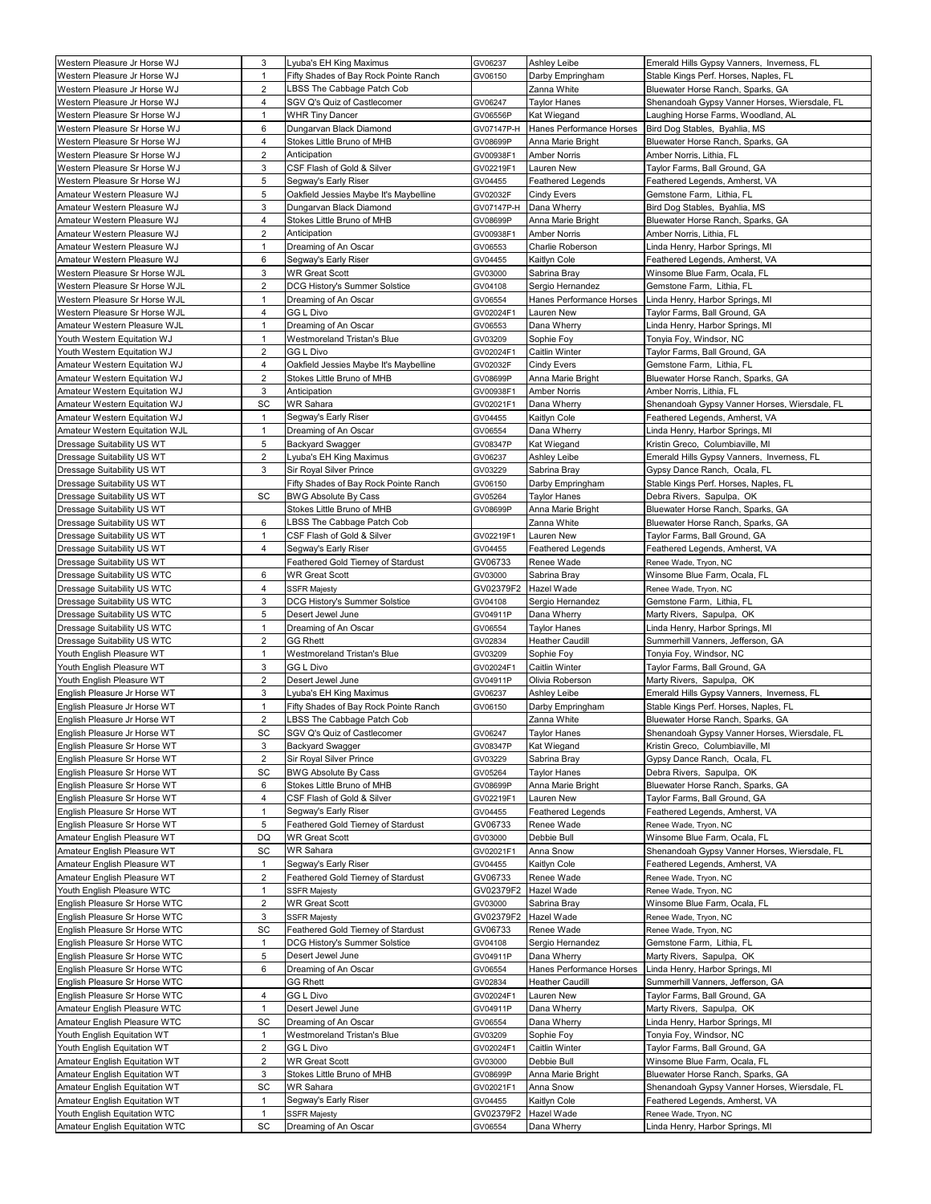| | | | | | |
|---|---|---|---|---|---|
| Western Pleasure Jr Horse WJ | 3 | Lyuba's EH King Maximus | GV06237 | Ashley Leibe | Emerald Hills Gypsy Vanners, Inverness, FL |
| Western Pleasure Jr Horse WJ | 1 | Fifty Shades of Bay Rock Pointe Ranch | GV06150 | Darby Empringham | Stable Kings Perf. Horses, Naples, FL |
| Western Pleasure Jr Horse WJ | 2 | LBSS The Cabbage Patch Cob | | Zanna White | Bluewater Horse Ranch, Sparks, GA |
| Western Pleasure Jr Horse WJ | 4 | SGV Q's Quiz of Castlecomer | GV06247 | Taylor Hanes | Shenandoah Gypsy Vanner Horses, Wiersdale, FL |
| Western Pleasure Sr Horse WJ | 1 | WHR Tiny Dancer | GV06556P | Kat Wiegand | Laughing Horse Farms, Woodland, AL |
| Western Pleasure Sr Horse WJ | 6 | Dungarvan Black Diamond | GV07147P-H | Hanes Performance Horses | Bird Dog Stables, Byahlia, MS |
| Western Pleasure Sr Horse WJ | 4 | Stokes Little Bruno of MHB | GV08699P | Anna Marie Bright | Bluewater Horse Ranch, Sparks, GA |
| Western Pleasure Sr Horse WJ | 2 | Anticipation | GV00938F1 | Amber Norris | Amber Norris, Lithia, FL |
| Western Pleasure Sr Horse WJ | 3 | CSF Flash of Gold & Silver | GV02219F1 | Lauren New | Taylor Farms, Ball Ground, GA |
| Western Pleasure Sr Horse WJ | 5 | Segway's Early Riser | GV04455 | Feathered Legends | Feathered Legends, Amherst, VA |
| Amateur Western Pleasure WJ | 5 | Oakfield Jessies Maybe It's Maybellline | GV02032F | Cindy Evers | Gemstone Farm, Lithia, FL |
| Amateur Western Pleasure WJ | 3 | Dungarvan Black Diamond | GV07147P-H | Dana Wherry | Bird Dog Stables, Byahlia, MS |
| Amateur Western Pleasure WJ | 4 | Stokes Little Bruno of MHB | GV08699P | Anna Marie Bright | Bluewater Horse Ranch, Sparks, GA |
| Amateur Western Pleasure WJ | 2 | Anticipation | GV00938F1 | Amber Norris | Amber Norris, Lithia, FL |
| Amateur Western Pleasure WJ | 1 | Dreaming of An Oscar | GV06553 | Charlie Roberson | Linda Henry, Harbor Springs, MI |
| Amateur Western Pleasure WJ | 6 | Segway's Early Riser | GV04455 | Kaitlyn Cole | Feathered Legends, Amherst, VA |
| Western Pleasure Sr Horse WJL | 3 | WR Great Scott | GV03000 | Sabrina Bray | Winsome Blue Farm, Ocala, FL |
| Western Pleasure Sr Horse WJL | 2 | DCG History's Summer Solstice | GV04108 | Sergio Hernandez | Gemstone Farm, Lithia, FL |
| Western Pleasure Sr Horse WJL | 1 | Dreaming of An Oscar | GV06554 | Hanes Performance Horses | Linda Henry, Harbor Springs, MI |
| Western Pleasure Sr Horse WJL | 4 | GG L Divo | GV02024F1 | Lauren New | Taylor Farms, Ball Ground, GA |
| Amateur Western Pleasure WJL | 1 | Dreaming of An Oscar | GV06553 | Dana Wherry | Linda Henry, Harbor Springs, MI |
| Youth Western Equitation WJ | 1 | Westmoreland Tristan's Blue | GV03209 | Sophie Foy | Tonyia Foy, Windsor, NC |
| Youth Western Equitation WJ | 2 | GG L Divo | GV02024F1 | Caitlin Winter | Taylor Farms, Ball Ground, GA |
| Amateur Western Equitation WJ | 4 | Oakfield Jessies Maybe It's Maybellline | GV02032F | Cindy Evers | Gemstone Farm, Lithia, FL |
| Amateur Western Equitation WJ | 2 | Stokes Little Bruno of MHB | GV08699P | Anna Marie Bright | Bluewater Horse Ranch, Sparks, GA |
| Amateur Western Equitation WJ | 3 | Anticipation | GV00938F1 | Amber Norris | Amber Norris, Lithia, FL |
| Amateur Western Equitation WJ | SC | WR Sahara | GV02021F1 | Dana Wherry | Shenandoah Gypsy Vanner Horses, Wiersdale, FL |
| Amateur Western Equitation WJ | 1 | Segway's Early Riser | GV04455 | Kaitlyn Cole | Feathered Legends, Amherst, VA |
| Amateur Western Equitation WJL | 1 | Dreaming of An Oscar | GV06554 | Dana Wherry | Linda Henry, Harbor Springs, MI |
| Dressage Suitability US WT | 5 | Backyard Swagger | GV08347P | Kat Wiegand | Kristin Greco, Columbiaville, MI |
| Dressage Suitability US WT | 2 | Lyuba's EH King Maximus | GV06237 | Ashley Leibe | Emerald Hills Gypsy Vanners, Inverness, FL |
| Dressage Suitability US WT | 3 | Sir Royal Silver Prince | GV03229 | Sabrina Bray | Gypsy Dance Ranch, Ocala, FL |
| Dressage Suitability US WT | | Fifty Shades of Bay Rock Pointe Ranch | GV06150 | Darby Empringham | Stable Kings Perf. Horses, Naples, FL |
| Dressage Suitability US WT | SC | BWG Absolute By Cass | GV05264 | Taylor Hanes | Debra Rivers, Sapulpa, OK |
| Dressage Suitability US WT | | Stokes Little Bruno of MHB | GV08699P | Anna Marie Bright | Bluewater Horse Ranch, Sparks, GA |
| Dressage Suitability US WT | 6 | LBSS The Cabbage Patch Cob | | Zanna White | Bluewater Horse Ranch, Sparks, GA |
| Dressage Suitability US WT | 1 | CSF Flash of Gold & Silver | GV02219F1 | Lauren New | Taylor Farms, Ball Ground, GA |
| Dressage Suitability US WT | 4 | Segway's Early Riser | GV04455 | Feathered Legends | Feathered Legends, Amherst, VA |
| Dressage Suitability US WT | | Feathered Gold Tierney of Stardust | GV06733 | Renee Wade | Renee Wade, Tryon, NC |
| Dressage Suitability US WTC | 6 | WR Great Scott | GV03000 | Sabrina Bray | Winsome Blue Farm, Ocala, FL |
| Dressage Suitability US WTC | 4 | SSFR Majesty | GV02379F2 | Hazel Wade | Renee Wade, Tryon, NC |
| Dressage Suitability US WTC | 3 | DCG History's Summer Solstice | GV04108 | Sergio Hernandez | Gemstone Farm, Lithia, FL |
| Dressage Suitability US WTC | 5 | Desert Jewel June | GV04911P | Dana Wherry | Marty Rivers, Sapulpa, OK |
| Dressage Suitability US WTC | 1 | Dreaming of An Oscar | GV06554 | Taylor Hanes | Linda Henry, Harbor Springs, MI |
| Dressage Suitability US WTC | 2 | GG Rhett | GV02834 | Heather Caudill | Summerhill Vanners, Jefferson, GA |
| Youth English Pleasure WT | 1 | Westmoreland Tristan's Blue | GV03209 | Sophie Foy | Tonyia Foy, Windsor, NC |
| Youth English Pleasure WT | 3 | GG L Divo | GV02024F1 | Caitlin Winter | Taylor Farms, Ball Ground, GA |
| Youth English Pleasure WT | 2 | Desert Jewel June | GV04911P | Olivia Roberson | Marty Rivers, Sapulpa, OK |
| English Pleasure Jr Horse WT | 3 | Lyuba's EH King Maximus | GV06237 | Ashley Leibe | Emerald Hills Gypsy Vanners, Inverness, FL |
| English Pleasure Jr Horse WT | 1 | Fifty Shades of Bay Rock Pointe Ranch | GV06150 | Darby Empringham | Stable Kings Perf. Horses, Naples, FL |
| English Pleasure Jr Horse WT | 2 | LBSS The Cabbage Patch Cob | | Zanna White | Bluewater Horse Ranch, Sparks, GA |
| English Pleasure Jr Horse WT | SC | SGV Q's Quiz of Castlecomer | GV06247 | Taylor Hanes | Shenandoah Gypsy Vanner Horses, Wiersdale, FL |
| English Pleasure Sr Horse WT | 3 | Backyard Swagger | GV08347P | Kat Wiegand | Kristin Greco, Columbiaville, MI |
| English Pleasure Sr Horse WT | 2 | Sir Royal Silver Prince | GV03229 | Sabrina Bray | Gypsy Dance Ranch, Ocala, FL |
| English Pleasure Sr Horse WT | SC | BWG Absolute By Cass | GV05264 | Taylor Hanes | Debra Rivers, Sapulpa, OK |
| English Pleasure Sr Horse WT | 6 | Stokes Little Bruno of MHB | GV08699P | Anna Marie Bright | Bluewater Horse Ranch, Sparks, GA |
| English Pleasure Sr Horse WT | 4 | CSF Flash of Gold & Silver | GV02219F1 | Lauren New | Taylor Farms, Ball Ground, GA |
| English Pleasure Sr Horse WT | 1 | Segway's Early Riser | GV04455 | Feathered Legends | Feathered Legends, Amherst, VA |
| English Pleasure Sr Horse WT | 5 | Feathered Gold Tierney of Stardust | GV06733 | Renee Wade | Renee Wade, Tryon, NC |
| Amateur English Pleasure WT | DQ | WR Great Scott | GV03000 | Debbie Bull | Winsome Blue Farm, Ocala, FL |
| Amateur English Pleasure WT | SC | WR Sahara | GV02021F1 | Anna Snow | Shenandoah Gypsy Vanner Horses, Wiersdale, FL |
| Amateur English Pleasure WT | 1 | Segway's Early Riser | GV04455 | Kaitlyn Cole | Feathered Legends, Amherst, VA |
| Amateur English Pleasure WT | 2 | Feathered Gold Tierney of Stardust | GV06733 | Renee Wade | Renee Wade, Tryon, NC |
| Youth English Pleasure WTC | 1 | SSFR Majesty | GV02379F2 | Hazel Wade | Renee Wade, Tryon, NC |
| English Pleasure Sr Horse WTC | 2 | WR Great Scott | GV03000 | Sabrina Bray | Winsome Blue Farm, Ocala, FL |
| English Pleasure Sr Horse WTC | 3 | SSFR Majesty | GV02379F2 | Hazel Wade | Renee Wade, Tryon, NC |
| English Pleasure Sr Horse WTC | SC | Feathered Gold Tierney of Stardust | GV06733 | Renee Wade | Renee Wade, Tryon, NC |
| English Pleasure Sr Horse WTC | 1 | DCG History's Summer Solstice | GV04108 | Sergio Hernandez | Gemstone Farm, Lithia, FL |
| English Pleasure Sr Horse WTC | 5 | Desert Jewel June | GV04911P | Dana Wherry | Marty Rivers, Sapulpa, OK |
| English Pleasure Sr Horse WTC | 6 | Dreaming of An Oscar | GV06554 | Hanes Performance Horses | Linda Henry, Harbor Springs, MI |
| English Pleasure Sr Horse WTC | | GG Rhett | GV02834 | Heather Caudill | Summerhill Vanners, Jefferson, GA |
| English Pleasure Sr Horse WTC | 4 | GG L Divo | GV02024F1 | Lauren New | Taylor Farms, Ball Ground, GA |
| Amateur English Pleasure WTC | 1 | Desert Jewel June | GV04911P | Dana Wherry | Marty Rivers, Sapulpa, OK |
| Amateur English Pleasure WTC | SC | Dreaming of An Oscar | GV06554 | Dana Wherry | Linda Henry, Harbor Springs, MI |
| Youth English Equitation WT | 1 | Westmoreland Tristan's Blue | GV03209 | Sophie Foy | Tonyia Foy, Windsor, NC |
| Youth English Equitation WT | 2 | GG L Divo | GV02024F1 | Caitlin Winter | Taylor Farms, Ball Ground, GA |
| Amateur English Equitation WT | 2 | WR Great Scott | GV03000 | Debbie Bull | Winsome Blue Farm, Ocala, FL |
| Amateur English Equitation WT | 3 | Stokes Little Bruno of MHB | GV08699P | Anna Marie Bright | Bluewater Horse Ranch, Sparks, GA |
| Amateur English Equitation WT | SC | WR Sahara | GV02021F1 | Anna Snow | Shenandoah Gypsy Vanner Horses, Wiersdale, FL |
| Amateur English Equitation WT | 1 | Segway's Early Riser | GV04455 | Kaitlyn Cole | Feathered Legends, Amherst, VA |
| Youth English Equitation WTC | 1 | SSFR Majesty | GV02379F2 | Hazel Wade | Renee Wade, Tryon, NC |
| Amateur English Equitation WTC | SC | Dreaming of An Oscar | GV06554 | Dana Wherry | Linda Henry, Harbor Springs, MI |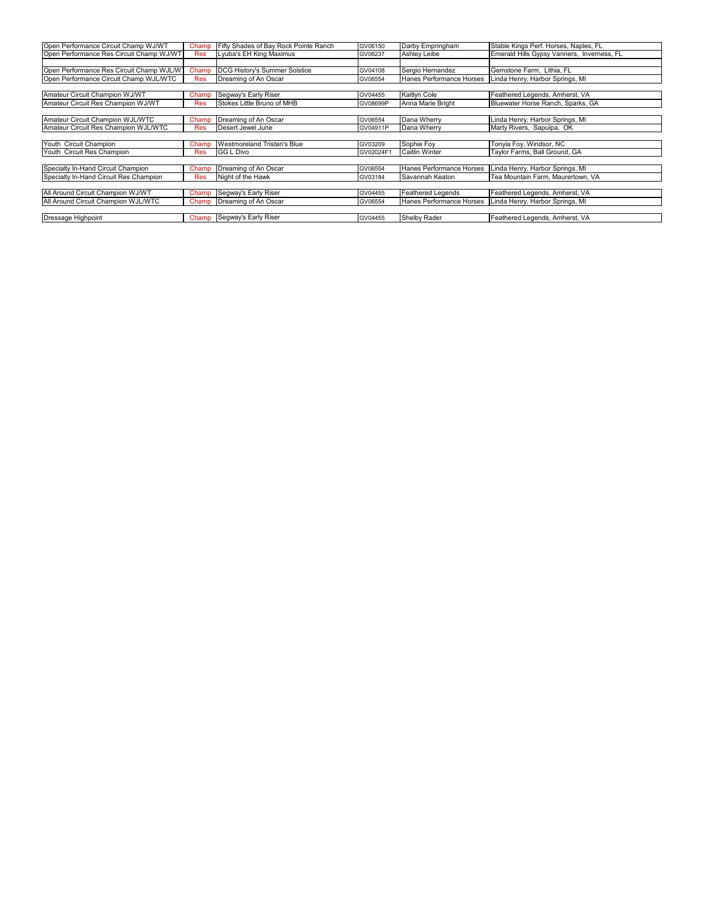| | | | | | |
|---|---|---|---|---|---|
| Open Performance Circuit Champ WJ/WT | Champ | Fifty Shades of Bay Rock Pointe Ranch | GV06150 | Darby Empringham | Stable Kings Perf. Horses, Naples, FL |
| Open Performance Res Circuit Champ WJ/WT | Res | Lyuba's EH King Maximus | GV06237 | Ashley Leibe | Emerald Hills Gypsy Vanners, Inverness, FL |
| | | | | | |
| Open Performance Res Circuit Champ WJL/W | Champ | DCG History's Summer Solstice | GV04108 | Sergio Hernandez | Gemstone Farm, Lithia, FL |
| Open Performance Circuit Champ WJL/WTC | Res | Dreaming of An Oscar | GV06554 | Hanes Performance Horses | Linda Henry, Harbor Springs, MI |
| | | | | | |
| Amateur Circuit Champion WJ/WT | Champ | Segway's Early Riser | GV04455 | Kaitlyn Cole | Feathered Legends, Amherst, VA |
| Amateur Circuit Res Champion WJ/WT | Res | Stokes Little Bruno of MHB | GV08699P | Anna Marie Bright | Bluewater Horse Ranch, Sparks, GA |
| | | | | | |
| Amateur Circuit Champion WJL/WTC | Champ | Dreaming of An Oscar | GV06554 | Dana Wherry | Linda Henry, Harbor Springs, MI |
| Amateur Circuit Res Champion WJL/WTC | Res | Desert Jewel June | GV04911P | Dana Wherry | Marty Rivers, Sapulpa, OK |
| | | | | | |
| Youth Circuit Champion | Champ | Westmoreland Tristan's Blue | GV03209 | Sophie Foy | Tonyia Foy, Windsor, NC |
| Youth Circuit Res Champion | Res | GG L Divo | GV02024F1 | Caitlin Winter | Taylor Farms, Ball Ground, GA |
| | | | | | |
| Specialty In-Hand Circuit Champion | Champ | Dreaming of An Oscar | GV06554 | Hanes Performance Horses | Linda Henry, Harbor Springs, MI |
| Specialty In-Hand Circuit Res Champion | Res | Night of the Hawk | GV03184 | Savannah Keaton | Tea Mountain Farm, Maurertown, VA |
| | | | | | |
| All Around Circuit Champion WJ/WT | Champ | Segway's Early Riser | GV04455 | Feathered Legends | Feathered Legends, Amherst, VA |
| All Around Circuit Champion WJL/WTC | Champ | Dreaming of An Oscar | GV06554 | Hanes Performance Horses | Linda Henry, Harbor Springs, MI |
| | | | | | |
| Dressage Highpoint | Champ | Segway's Early Riser | GV04455 | Shelby Rader | Feathered Legends, Amherst, VA |